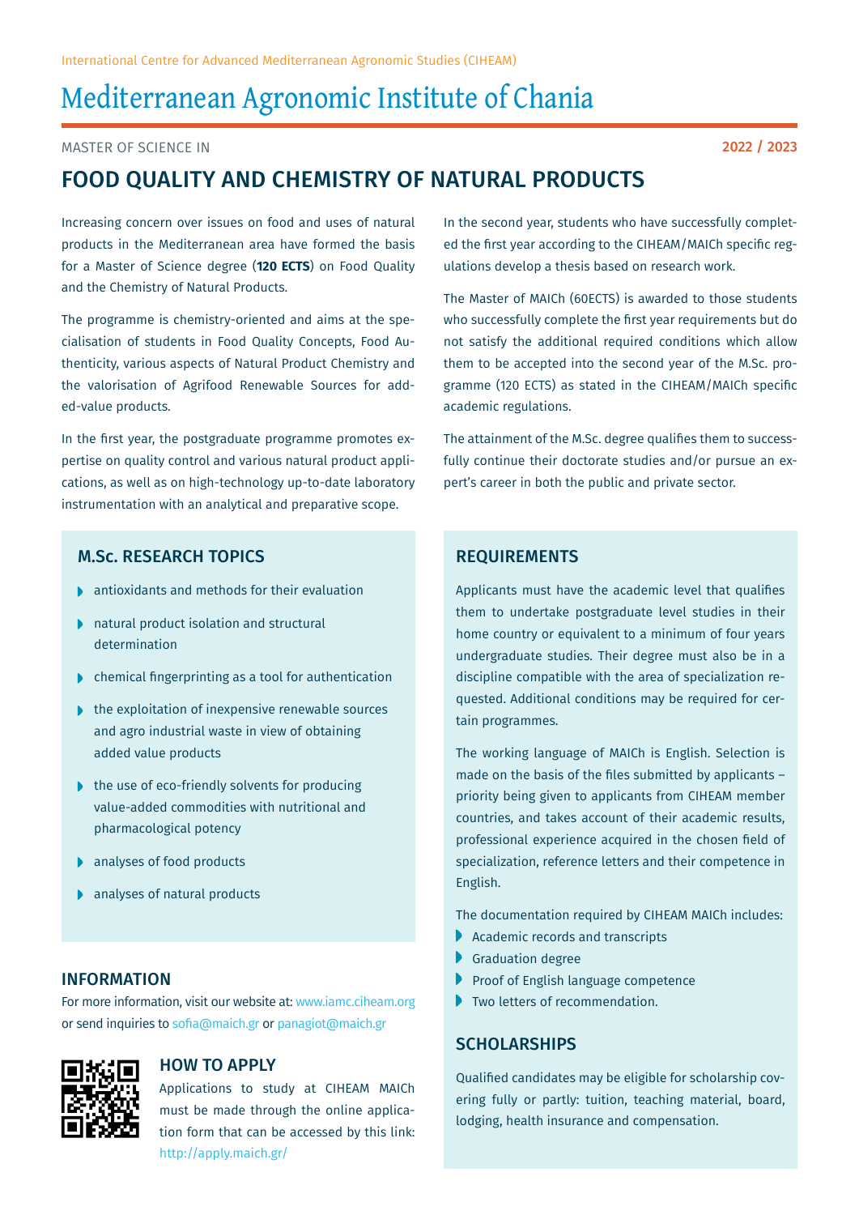International Centre for Advanced Mediterranean Agronomic Studies (CIHEAM)

# Mediterranean Agronomic Institute of Chania

MASTER OF SCIENCE IN

2022 / 2023

## FOOD QUALITY AND CHEMISTRY OF NATURAL PRODUCTS

Increasing concern over issues on food and uses of natural products in the Mediterranean area have formed the basis for a Master of Science degree (**120 ECTS**) on Food Quality and the Chemistry of Natural Products.

The programme is chemistry-oriented and aims at the specialisation of students in Food Quality Concepts, Food Authenticity, various aspects of Natural Product Chemistry and the valorisation of Agrifood Renewable Sources for added-value products.

In the first year, the postgraduate programme promotes expertise on quality control and various natural product applications, as well as on high-technology up-to-date laboratory instrumentation with an analytical and preparative scope.

In the second year, students who have successfully completed the first year according to the CIHEAM/MAICh specific regulations develop a thesis based on research work.

The Master of MAICh (60ECTS) is awarded to those students who successfully complete the first year requirements but do not satisfy the additional required conditions which allow them to be accepted into the second year of the M.Sc. programme (120 ECTS) as stated in the CIHEAM/MAICh specific academic regulations.

The attainment of the M.Sc. degree qualifies them to successfully continue their doctorate studies and/or pursue an expert's career in both the public and private sector.

### M.Sc. RESEARCH TOPICS

- antioxidants and methods for their evaluation
- natural product isolation and structural determination
- chemical fingerprinting as a tool for authentication
- the exploitation of inexpensive renewable sources and agro industrial waste in view of obtaining added value products
- the use of eco-friendly solvents for producing value-added commodities with nutritional and pharmacological potency
- analyses of food products
- analyses of natural products

### INFORMATION

For more information, visit our website at: www.iamc.ciheam.org or send inquiries to sofia@maich.gr or panagiot@maich.gr

### HOW TO APPLY

Applications to study at CIHEAM MAICh must be made through the online application form that can be accessed by this link: http://apply.maich.gr/

### REQUIREMENTS

Applicants must have the academic level that qualifies them to undertake postgraduate level studies in their home country or equivalent to a minimum of four years undergraduate studies. Their degree must also be in a discipline compatible with the area of specialization requested. Additional conditions may be required for certain programmes.

The working language of MAICh is English. Selection is made on the basis of the files submitted by applicants – priority being given to applicants from CIHEAM member countries, and takes account of their academic results, professional experience acquired in the chosen field of specialization, reference letters and their competence in English.

The documentation required by CIHEAM MAICh includes:

- Academic records and transcripts
- Graduation degree
- Proof of English language competence
- Two letters of recommendation.

### SCHOLARSHIPS

Qualified candidates may be eligible for scholarship covering fully or partly: tuition, teaching material, board, lodging, health insurance and compensation.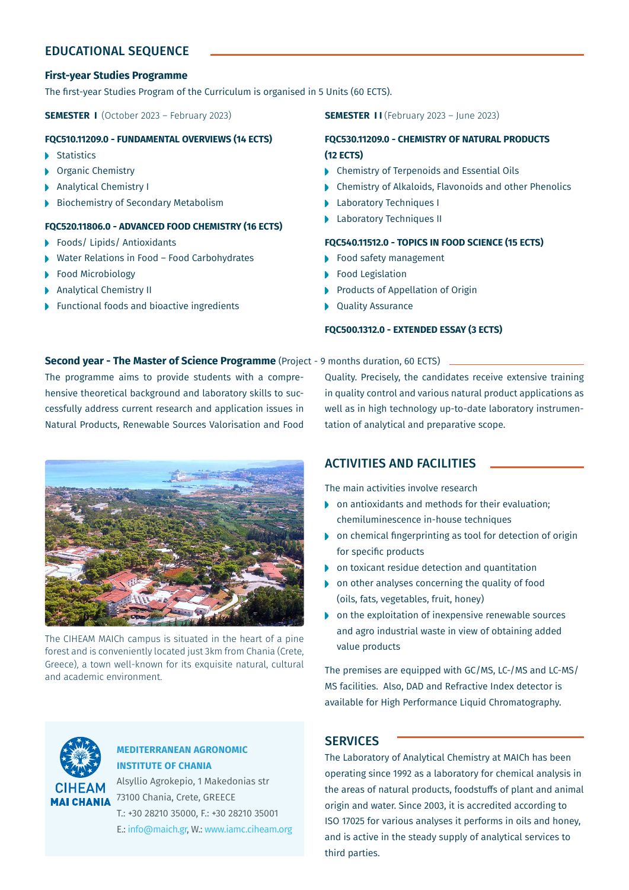## EDUCATIONAL SEQUENCE

### First-year Studies Programme

The first-year Studies Program of the Curriculum is organised in 5 Units (60 ECTS).

**SEMESTER I** (October 2023 – February 2023)

**FQC510.11209.0 - FUNDAMENTAL OVERVIEWS (14 ECTS)**

- Statistics
- Organic Chemistry
- Analytical Chemistry I
- Biochemistry of Secondary Metabolism

**FQC520.11806.0 - ADVANCED FOOD CHEMISTRY (16 ECTS)**

- Foods/ Lipids/ Antioxidants
- Water Relations in Food – Food Carbohydrates
- Food Microbiology
- Analytical Chemistry II
- Functional foods and bioactive ingredients

**SEMESTER II** (February 2023 – June 2023)

**FQC530.11209.0 - CHEMISTRY OF NATURAL PRODUCTS (12 ECTS)**

- Chemistry of Terpenoids and Essential Oils
- Chemistry of Alkaloids, Flavonoids and other Phenolics
- Laboratory Techniques I
- Laboratory Techniques II

**FQC540.11512.0 - TOPICS IN FOOD SCIENCE (15 ECTS)**

- Food safety management
- Food Legislation
- Products of Appellation of Origin
- Quality Assurance

**FQC500.1312.0 - EXTENDED ESSAY (3 ECTS)**

### Second year - The Master of Science Programme (Project - 9 months duration, 60 ECTS)

The programme aims to provide students with a comprehensive theoretical background and laboratory skills to successfully address current research and application issues in Natural Products, Renewable Sources Valorisation and Food Quality. Precisely, the candidates receive extensive training in quality control and various natural product applications as well as in high technology up-to-date laboratory instrumentation of analytical and preparative scope.

The CIHEAM MAICh campus is situated in the heart of a pine forest and is conveniently located just 3km from Chania (Crete, Greece), a town well-known for its exquisite natural, cultural and academic environment.

## ACTIVITIES AND FACILITIES

The main activities involve research

- on antioxidants and methods for their evaluation; chemiluminescence in-house techniques
- on chemical fingerprinting as tool for detection of origin for specific products
- on toxicant residue detection and quantitation
- on other analyses concerning the quality of food (oils, fats, vegetables, fruit, honey)
- on the exploitation of inexpensive renewable sources and agro industrial waste in view of obtaining added value products

The premises are equipped with GC/MS, LC-/MS and LC-MS/MS facilities. Also, DAD and Refractive Index detector is available for High Performance Liquid Chromatography.

## SERVICES

The Laboratory of Analytical Chemistry at MAICh has been operating since 1992 as a laboratory for chemical analysis in the areas of natural products, foodstuffs of plant and animal origin and water. Since 2003, it is accredited according to ISO 17025 for various analyses it performs in oils and honey, and is active in the steady supply of analytical services to third parties.

CIHEAM
MAI CHANIA

**MEDITERRANEAN AGRONOMIC INSTITUTE OF CHANIA**
Alsyllio Agrokepio, 1 Makedonias str
73100 Chania, Crete, GREECE
T.: +30 28210 35000, F.: +30 28210 35001
E.: info@maich.gr, W.: www.iamc.ciheam.org